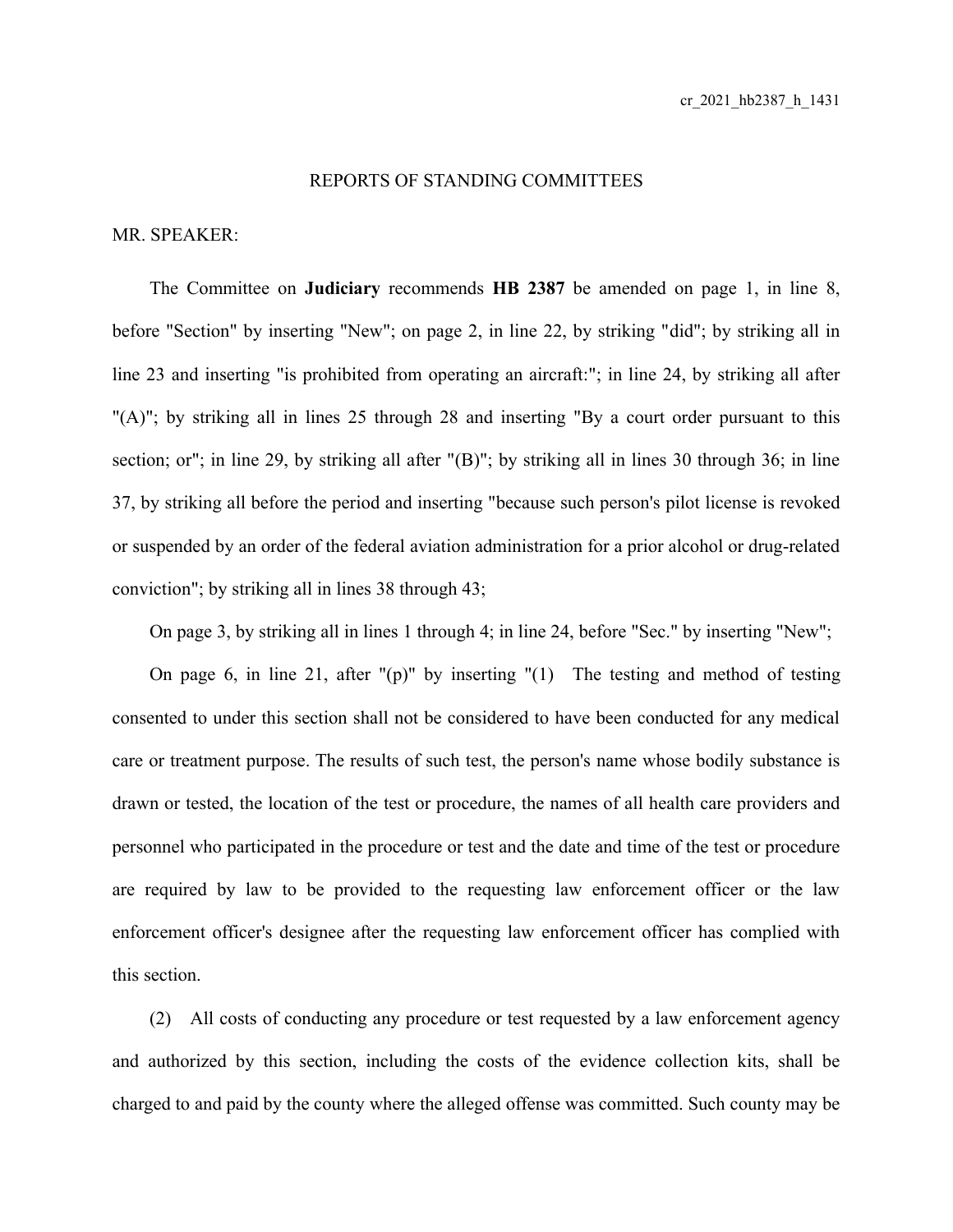REPORTS OF STANDING COMMITTEES

MR. SPEAKER:

The Committee on **Judiciary** recommends **HB 2387** be amended on page 1, in line 8, before "Section" by inserting "New"; on page 2, in line 22, by striking "did"; by striking all in line 23 and inserting "is prohibited from operating an aircraft:"; in line 24, by striking all after "(A)"; by striking all in lines 25 through 28 and inserting "By a court order pursuant to this section; or"; in line 29, by striking all after "(B)"; by striking all in lines 30 through 36; in line 37, by striking all before the period and inserting "because such person's pilot license is revoked or suspended by an order of the federal aviation administration for a prior alcohol or drug-related conviction"; by striking all in lines 38 through 43;

On page 3, by striking all in lines 1 through 4; in line 24, before "Sec." by inserting "New";

On page 6, in line 21, after "(p)" by inserting "(1) The testing and method of testing consented to under this section shall not be considered to have been conducted for any medical care or treatment purpose. The results of such test, the person's name whose bodily substance is drawn or tested, the location of the test or procedure, the names of all health care providers and personnel who participated in the procedure or test and the date and time of the test or procedure are required by law to be provided to the requesting law enforcement officer or the law enforcement officer's designee after the requesting law enforcement officer has complied with this section.

(2) All costs of conducting any procedure or test requested by a law enforcement agency and authorized by this section, including the costs of the evidence collection kits, shall be charged to and paid by the county where the alleged offense was committed. Such county may be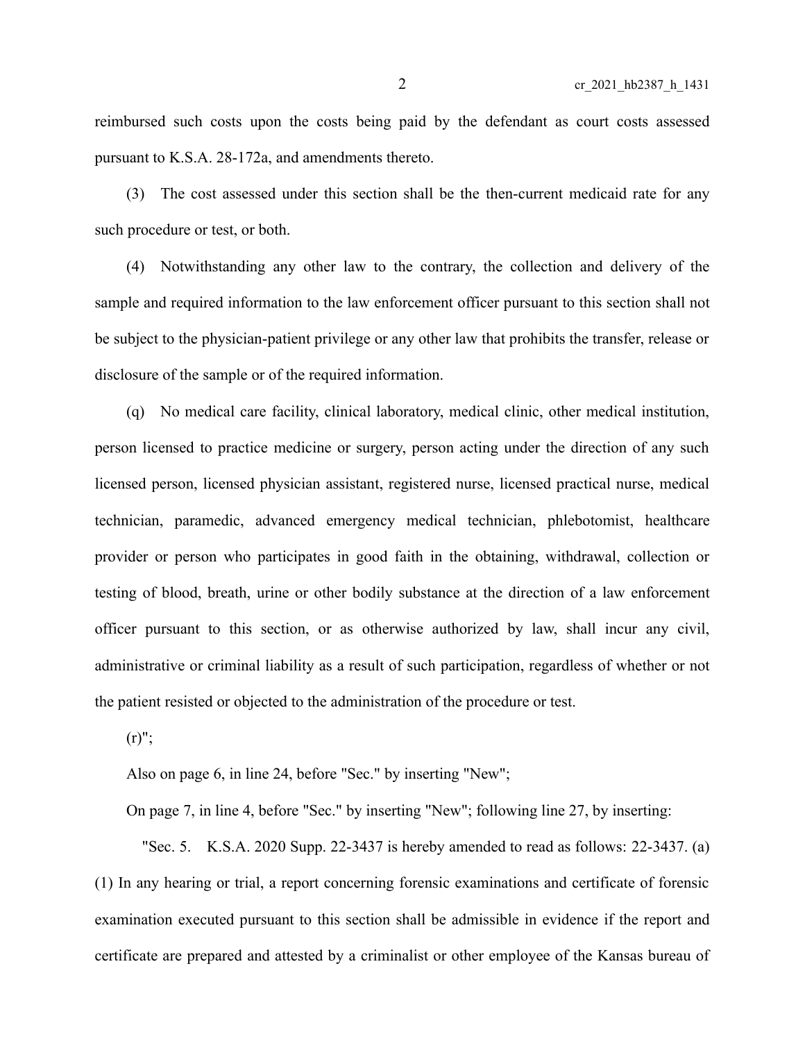reimbursed such costs upon the costs being paid by the defendant as court costs assessed pursuant to K.S.A. 28-172a, and amendments thereto.

(3) The cost assessed under this section shall be the then-current medicaid rate for any such procedure or test, or both.

(4) Notwithstanding any other law to the contrary, the collection and delivery of the sample and required information to the law enforcement officer pursuant to this section shall not be subject to the physician-patient privilege or any other law that prohibits the transfer, release or disclosure of the sample or of the required information.

(q) No medical care facility, clinical laboratory, medical clinic, other medical institution, person licensed to practice medicine or surgery, person acting under the direction of any such licensed person, licensed physician assistant, registered nurse, licensed practical nurse, medical technician, paramedic, advanced emergency medical technician, phlebotomist, healthcare provider or person who participates in good faith in the obtaining, withdrawal, collection or testing of blood, breath, urine or other bodily substance at the direction of a law enforcement officer pursuant to this section, or as otherwise authorized by law, shall incur any civil, administrative or criminal liability as a result of such participation, regardless of whether or not the patient resisted or objected to the administration of the procedure or test.

(r)";

Also on page 6, in line 24, before "Sec." by inserting "New";

On page 7, in line 4, before "Sec." by inserting "New"; following line 27, by inserting:

"Sec. 5. K.S.A. 2020 Supp. 22-3437 is hereby amended to read as follows: 22-3437. (a) (1) In any hearing or trial, a report concerning forensic examinations and certificate of forensic examination executed pursuant to this section shall be admissible in evidence if the report and certificate are prepared and attested by a criminalist or other employee of the Kansas bureau of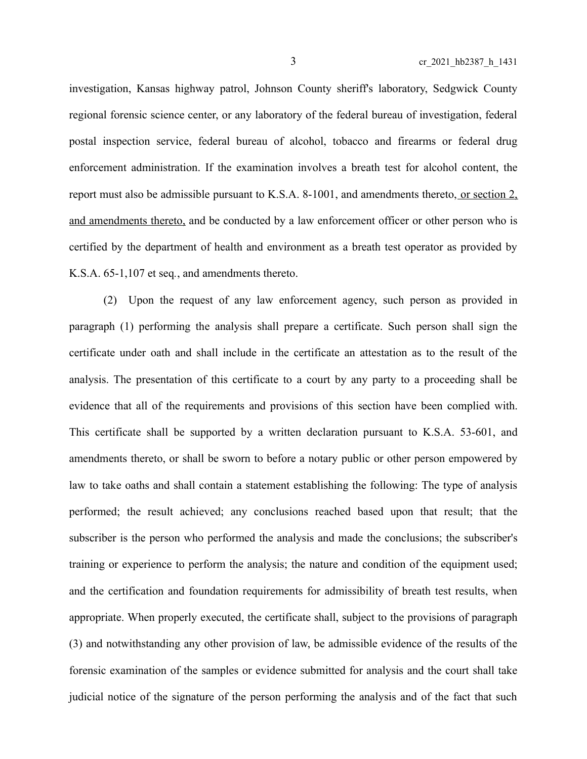investigation, Kansas highway patrol, Johnson County sheriff's laboratory, Sedgwick County regional forensic science center, or any laboratory of the federal bureau of investigation, federal postal inspection service, federal bureau of alcohol, tobacco and firearms or federal drug enforcement administration. If the examination involves a breath test for alcohol content, the report must also be admissible pursuant to K.S.A. 8-1001, and amendments thereto, <u>or section 2, and amendments thereto,</u> and be conducted by a law enforcement officer or other person who is certified by the department of health and environment as a breath test operator as provided by K.S.A. 65-1,107 et seq., and amendments thereto.

(2) Upon the request of any law enforcement agency, such person as provided in paragraph (1) performing the analysis shall prepare a certificate. Such person shall sign the certificate under oath and shall include in the certificate an attestation as to the result of the analysis. The presentation of this certificate to a court by any party to a proceeding shall be evidence that all of the requirements and provisions of this section have been complied with. This certificate shall be supported by a written declaration pursuant to K.S.A. 53-601, and amendments thereto, or shall be sworn to before a notary public or other person empowered by law to take oaths and shall contain a statement establishing the following: The type of analysis performed; the result achieved; any conclusions reached based upon that result; that the subscriber is the person who performed the analysis and made the conclusions; the subscriber's training or experience to perform the analysis; the nature and condition of the equipment used; and the certification and foundation requirements for admissibility of breath test results, when appropriate. When properly executed, the certificate shall, subject to the provisions of paragraph (3) and notwithstanding any other provision of law, be admissible evidence of the results of the forensic examination of the samples or evidence submitted for analysis and the court shall take judicial notice of the signature of the person performing the analysis and of the fact that such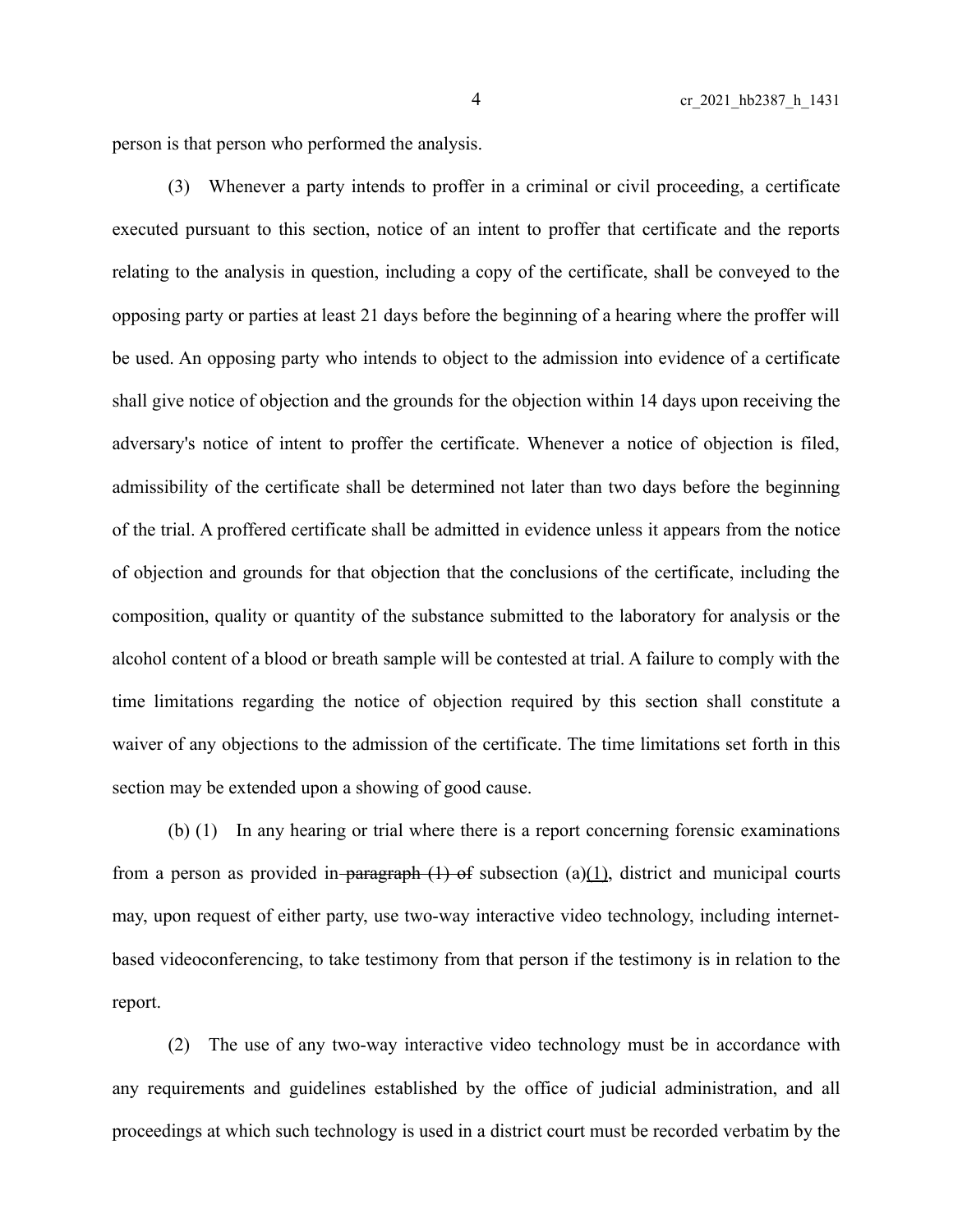person is that person who performed the analysis.

(3) Whenever a party intends to proffer in a criminal or civil proceeding, a certificate executed pursuant to this section, notice of an intent to proffer that certificate and the reports relating to the analysis in question, including a copy of the certificate, shall be conveyed to the opposing party or parties at least 21 days before the beginning of a hearing where the proffer will be used. An opposing party who intends to object to the admission into evidence of a certificate shall give notice of objection and the grounds for the objection within 14 days upon receiving the adversary's notice of intent to proffer the certificate. Whenever a notice of objection is filed, admissibility of the certificate shall be determined not later than two days before the beginning of the trial. A proffered certificate shall be admitted in evidence unless it appears from the notice of objection and grounds for that objection that the conclusions of the certificate, including the composition, quality or quantity of the substance submitted to the laboratory for analysis or the alcohol content of a blood or breath sample will be contested at trial. A failure to comply with the time limitations regarding the notice of objection required by this section shall constitute a waiver of any objections to the admission of the certificate. The time limitations set forth in this section may be extended upon a showing of good cause.

(b) (1) In any hearing or trial where there is a report concerning forensic examinations from a person as provided in ~~paragraph (1) of~~ subsection (a)(1), district and municipal courts may, upon request of either party, use two-way interactive video technology, including internet-based videoconferencing, to take testimony from that person if the testimony is in relation to the report.

(2) The use of any two-way interactive video technology must be in accordance with any requirements and guidelines established by the office of judicial administration, and all proceedings at which such technology is used in a district court must be recorded verbatim by the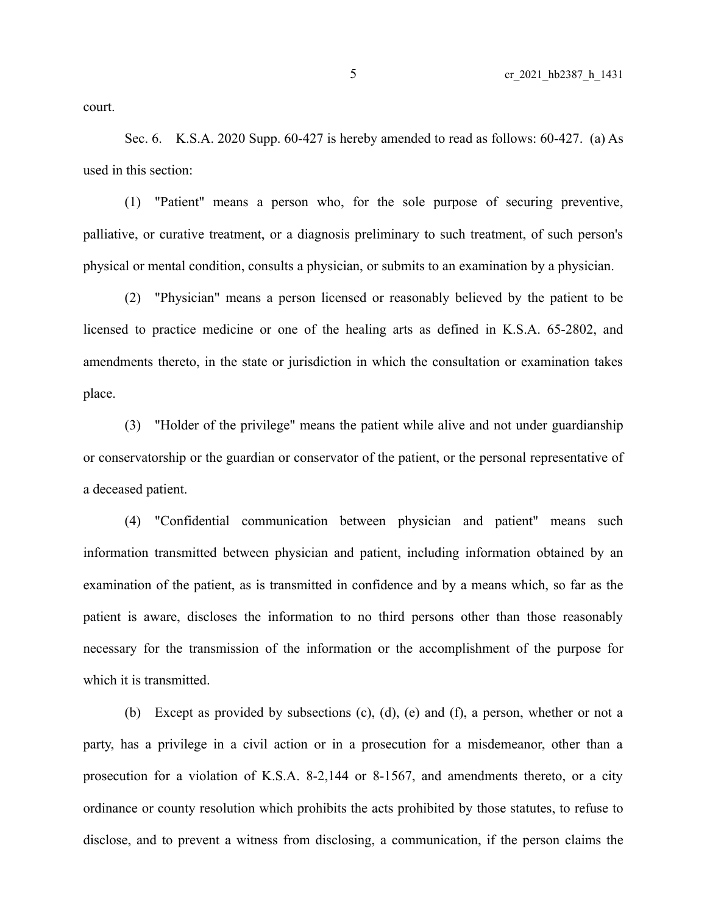court.

Sec. 6. K.S.A. 2020 Supp. 60-427 is hereby amended to read as follows: 60-427. (a) As used in this section:

(1) "Patient" means a person who, for the sole purpose of securing preventive, palliative, or curative treatment, or a diagnosis preliminary to such treatment, of such person's physical or mental condition, consults a physician, or submits to an examination by a physician.

(2) "Physician" means a person licensed or reasonably believed by the patient to be licensed to practice medicine or one of the healing arts as defined in K.S.A. 65-2802, and amendments thereto, in the state or jurisdiction in which the consultation or examination takes place.

(3) "Holder of the privilege" means the patient while alive and not under guardianship or conservatorship or the guardian or conservator of the patient, or the personal representative of a deceased patient.

(4) "Confidential communication between physician and patient" means such information transmitted between physician and patient, including information obtained by an examination of the patient, as is transmitted in confidence and by a means which, so far as the patient is aware, discloses the information to no third persons other than those reasonably necessary for the transmission of the information or the accomplishment of the purpose for which it is transmitted.

(b) Except as provided by subsections (c), (d), (e) and (f), a person, whether or not a party, has a privilege in a civil action or in a prosecution for a misdemeanor, other than a prosecution for a violation of K.S.A. 8-2,144 or 8-1567, and amendments thereto, or a city ordinance or county resolution which prohibits the acts prohibited by those statutes, to refuse to disclose, and to prevent a witness from disclosing, a communication, if the person claims the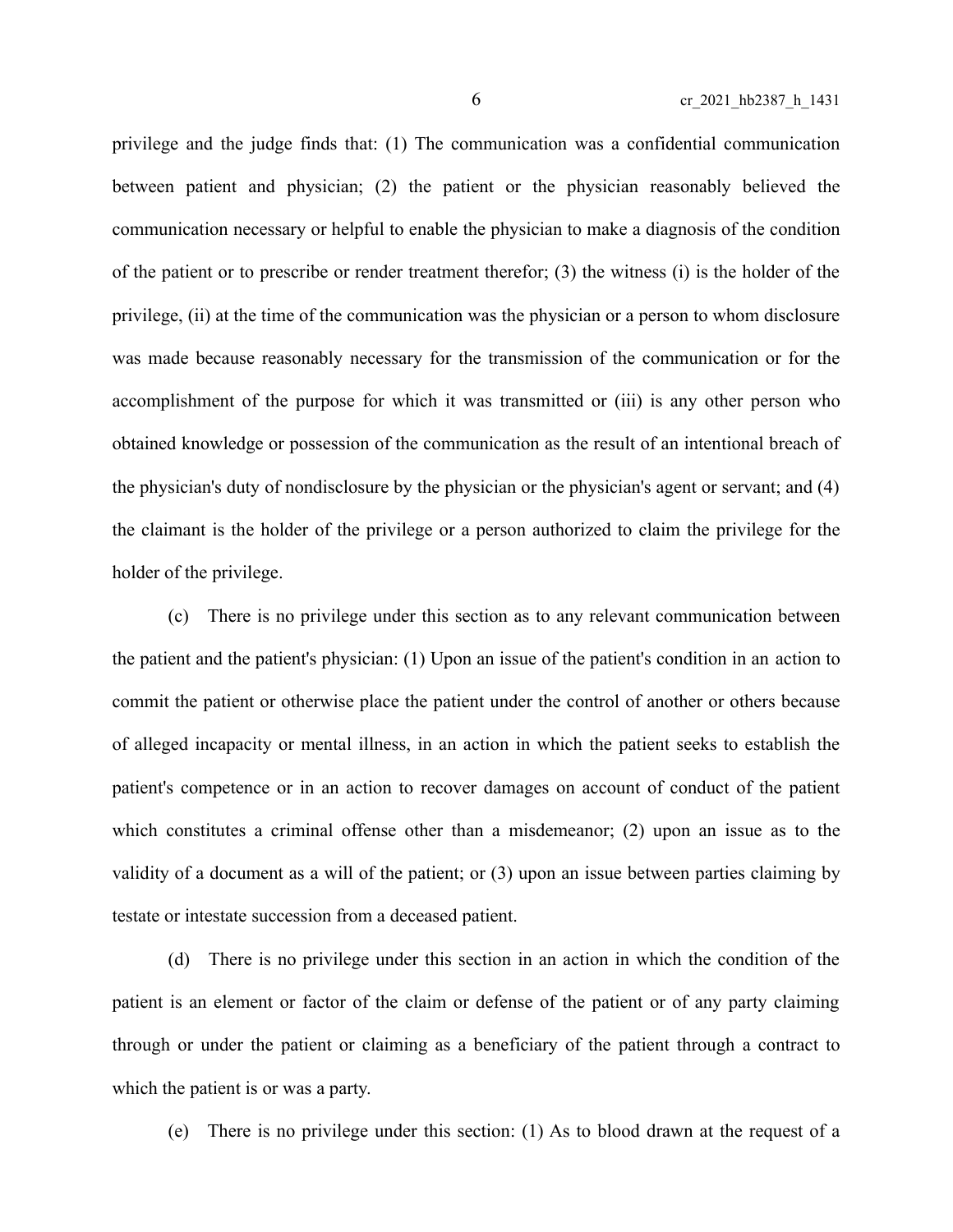privilege and the judge finds that: (1) The communication was a confidential communication between patient and physician; (2) the patient or the physician reasonably believed the communication necessary or helpful to enable the physician to make a diagnosis of the condition of the patient or to prescribe or render treatment therefor; (3) the witness (i) is the holder of the privilege, (ii) at the time of the communication was the physician or a person to whom disclosure was made because reasonably necessary for the transmission of the communication or for the accomplishment of the purpose for which it was transmitted or (iii) is any other person who obtained knowledge or possession of the communication as the result of an intentional breach of the physician's duty of nondisclosure by the physician or the physician's agent or servant; and (4) the claimant is the holder of the privilege or a person authorized to claim the privilege for the holder of the privilege.

(c) There is no privilege under this section as to any relevant communication between the patient and the patient's physician: (1) Upon an issue of the patient's condition in an action to commit the patient or otherwise place the patient under the control of another or others because of alleged incapacity or mental illness, in an action in which the patient seeks to establish the patient's competence or in an action to recover damages on account of conduct of the patient which constitutes a criminal offense other than a misdemeanor; (2) upon an issue as to the validity of a document as a will of the patient; or (3) upon an issue between parties claiming by testate or intestate succession from a deceased patient.

(d) There is no privilege under this section in an action in which the condition of the patient is an element or factor of the claim or defense of the patient or of any party claiming through or under the patient or claiming as a beneficiary of the patient through a contract to which the patient is or was a party.

(e) There is no privilege under this section: (1) As to blood drawn at the request of a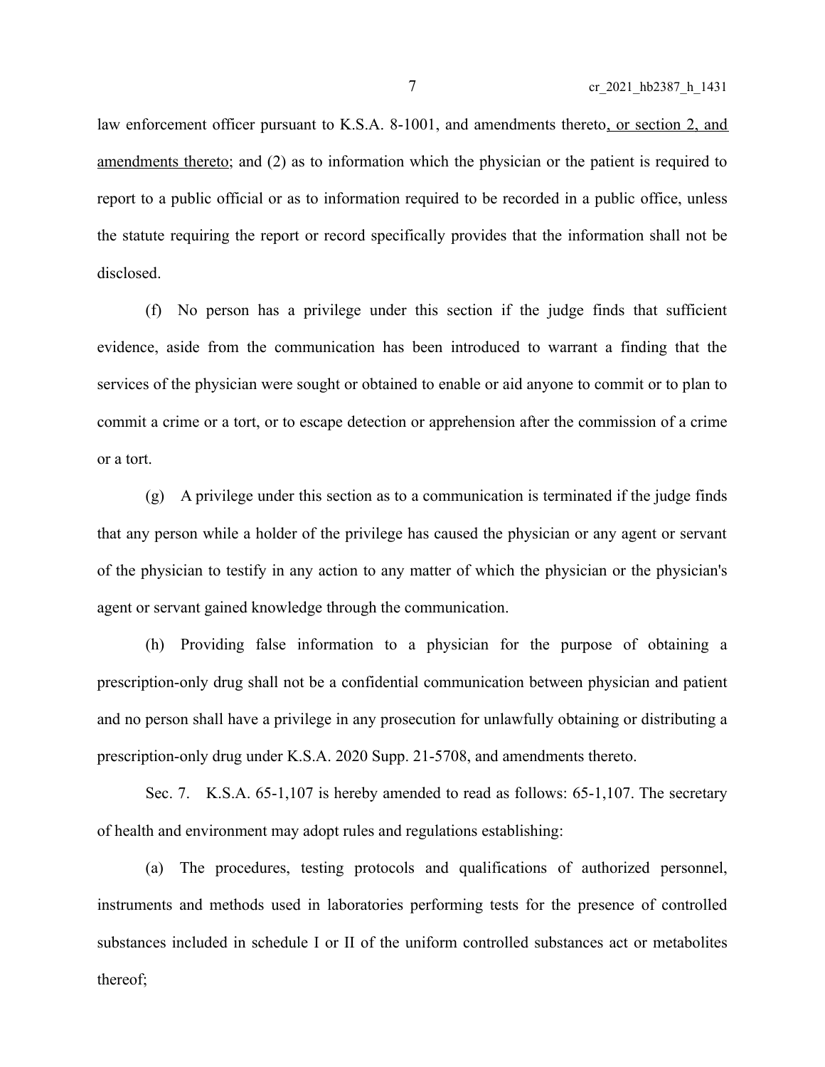law enforcement officer pursuant to K.S.A. 8-1001, and amendments thereto, or section 2, and amendments thereto; and (2) as to information which the physician or the patient is required to report to a public official or as to information required to be recorded in a public office, unless the statute requiring the report or record specifically provides that the information shall not be disclosed.

(f) No person has a privilege under this section if the judge finds that sufficient evidence, aside from the communication has been introduced to warrant a finding that the services of the physician were sought or obtained to enable or aid anyone to commit or to plan to commit a crime or a tort, or to escape detection or apprehension after the commission of a crime or a tort.

(g) A privilege under this section as to a communication is terminated if the judge finds that any person while a holder of the privilege has caused the physician or any agent or servant of the physician to testify in any action to any matter of which the physician or the physician's agent or servant gained knowledge through the communication.

(h) Providing false information to a physician for the purpose of obtaining a prescription-only drug shall not be a confidential communication between physician and patient and no person shall have a privilege in any prosecution for unlawfully obtaining or distributing a prescription-only drug under K.S.A. 2020 Supp. 21-5708, and amendments thereto.

Sec. 7. K.S.A. 65-1,107 is hereby amended to read as follows: 65-1,107. The secretary of health and environment may adopt rules and regulations establishing:

(a) The procedures, testing protocols and qualifications of authorized personnel, instruments and methods used in laboratories performing tests for the presence of controlled substances included in schedule I or II of the uniform controlled substances act or metabolites thereof;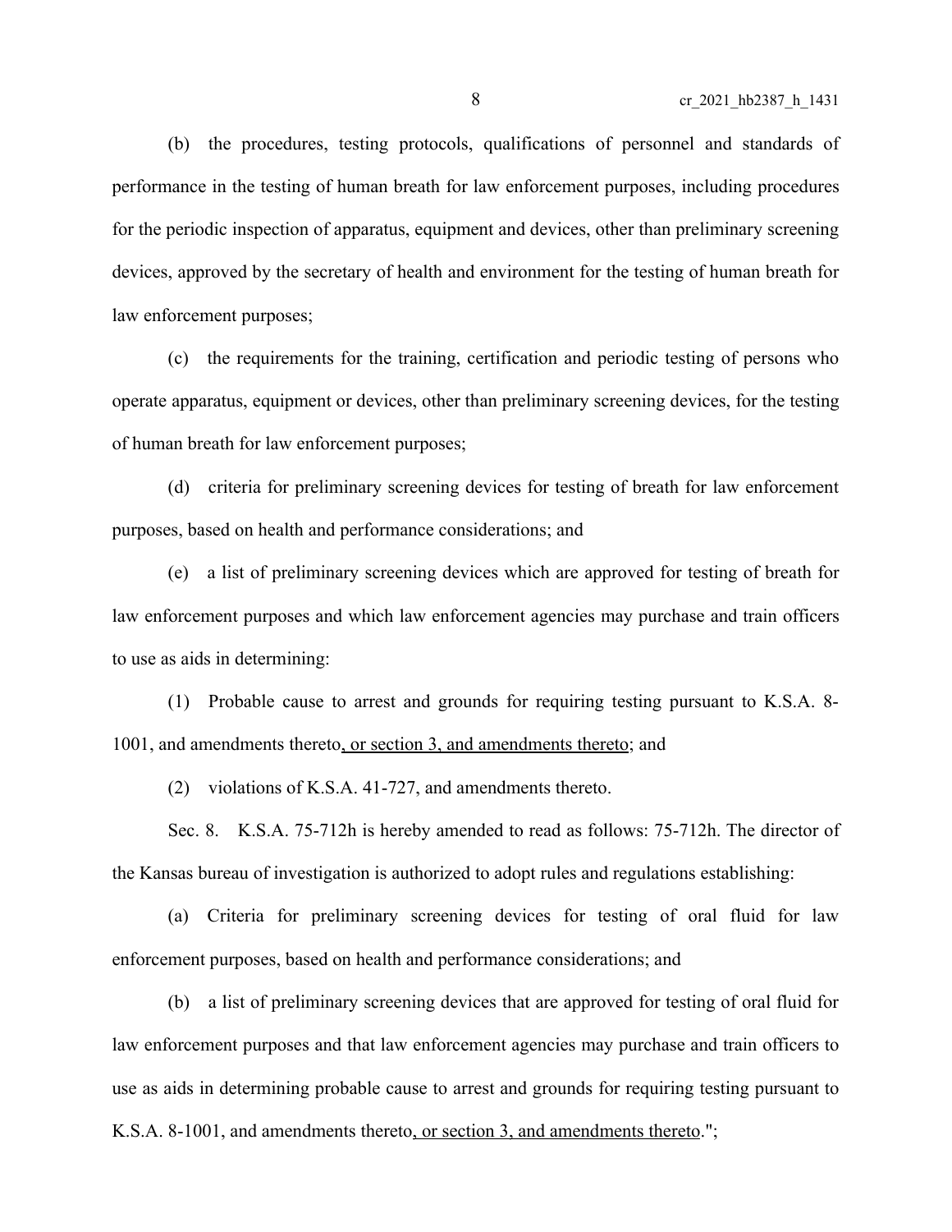(b) the procedures, testing protocols, qualifications of personnel and standards of performance in the testing of human breath for law enforcement purposes, including procedures for the periodic inspection of apparatus, equipment and devices, other than preliminary screening devices, approved by the secretary of health and environment for the testing of human breath for law enforcement purposes;

(c) the requirements for the training, certification and periodic testing of persons who operate apparatus, equipment or devices, other than preliminary screening devices, for the testing of human breath for law enforcement purposes;

(d) criteria for preliminary screening devices for testing of breath for law enforcement purposes, based on health and performance considerations; and

(e) a list of preliminary screening devices which are approved for testing of breath for law enforcement purposes and which law enforcement agencies may purchase and train officers to use as aids in determining:

(1) Probable cause to arrest and grounds for requiring testing pursuant to K.S.A. 8-1001, and amendments thereto<u>, or section 3, and amendments thereto</u>; and

(2) violations of K.S.A. 41-727, and amendments thereto.

Sec. 8. K.S.A. 75-712h is hereby amended to read as follows: 75-712h. The director of the Kansas bureau of investigation is authorized to adopt rules and regulations establishing:

(a) Criteria for preliminary screening devices for testing of oral fluid for law enforcement purposes, based on health and performance considerations; and

(b) a list of preliminary screening devices that are approved for testing of oral fluid for law enforcement purposes and that law enforcement agencies may purchase and train officers to use as aids in determining probable cause to arrest and grounds for requiring testing pursuant to K.S.A. 8-1001, and amendments thereto<u>, or section 3, and amendments thereto</u>.";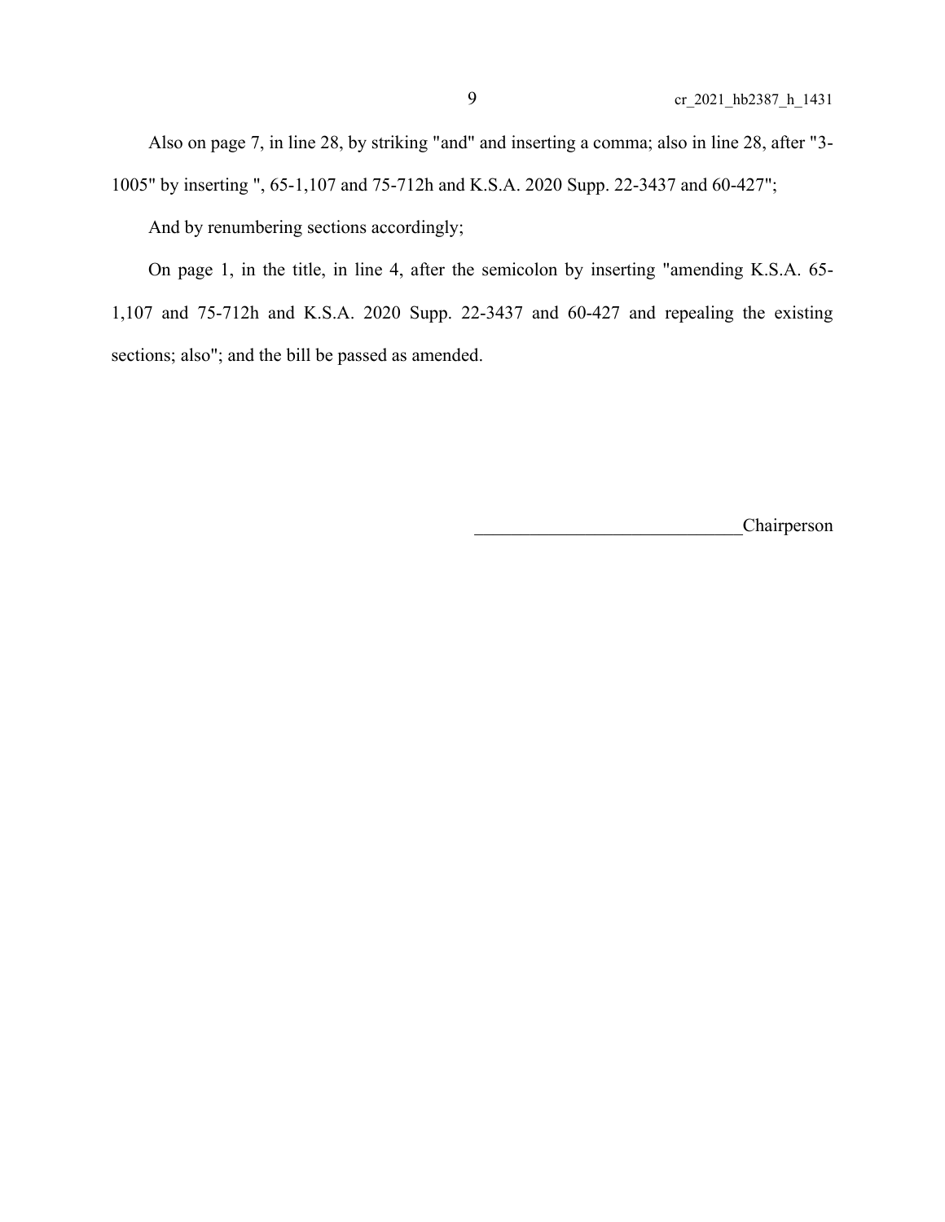Also on page 7, in line 28, by striking "and" and inserting a comma; also in line 28, after "3-1005" by inserting ", 65-1,107 and 75-712h and K.S.A. 2020 Supp. 22-3437 and 60-427";

And by renumbering sections accordingly;

On page 1, in the title, in line 4, after the semicolon by inserting "amending K.S.A. 65-1,107 and 75-712h and K.S.A. 2020 Supp. 22-3437 and 60-427 and repealing the existing sections; also"; and the bill be passed as amended.

\_\_\_\_\_\_\_\_\_\_\_\_\_\_\_\_\_\_\_\_\_\_\_\_\_\_\_\_\_\_Chairperson